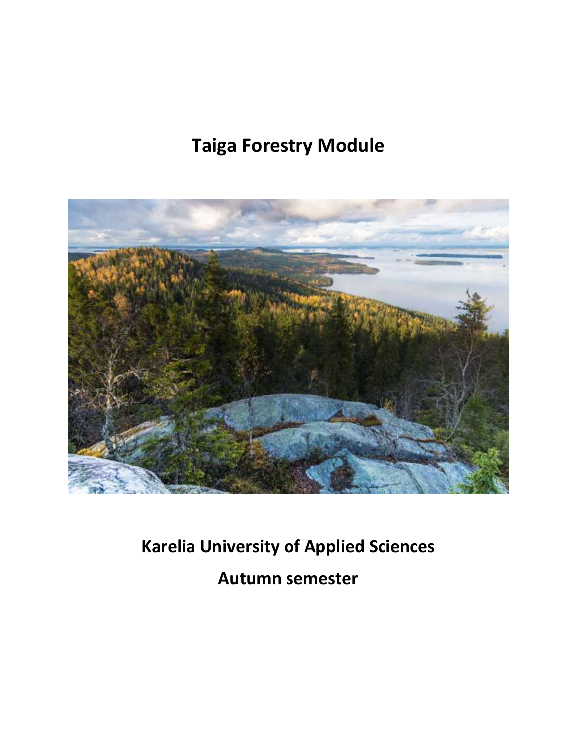# Taiga Forestry Module

**Karelia University of Applied Sciences**

**Autumn semester**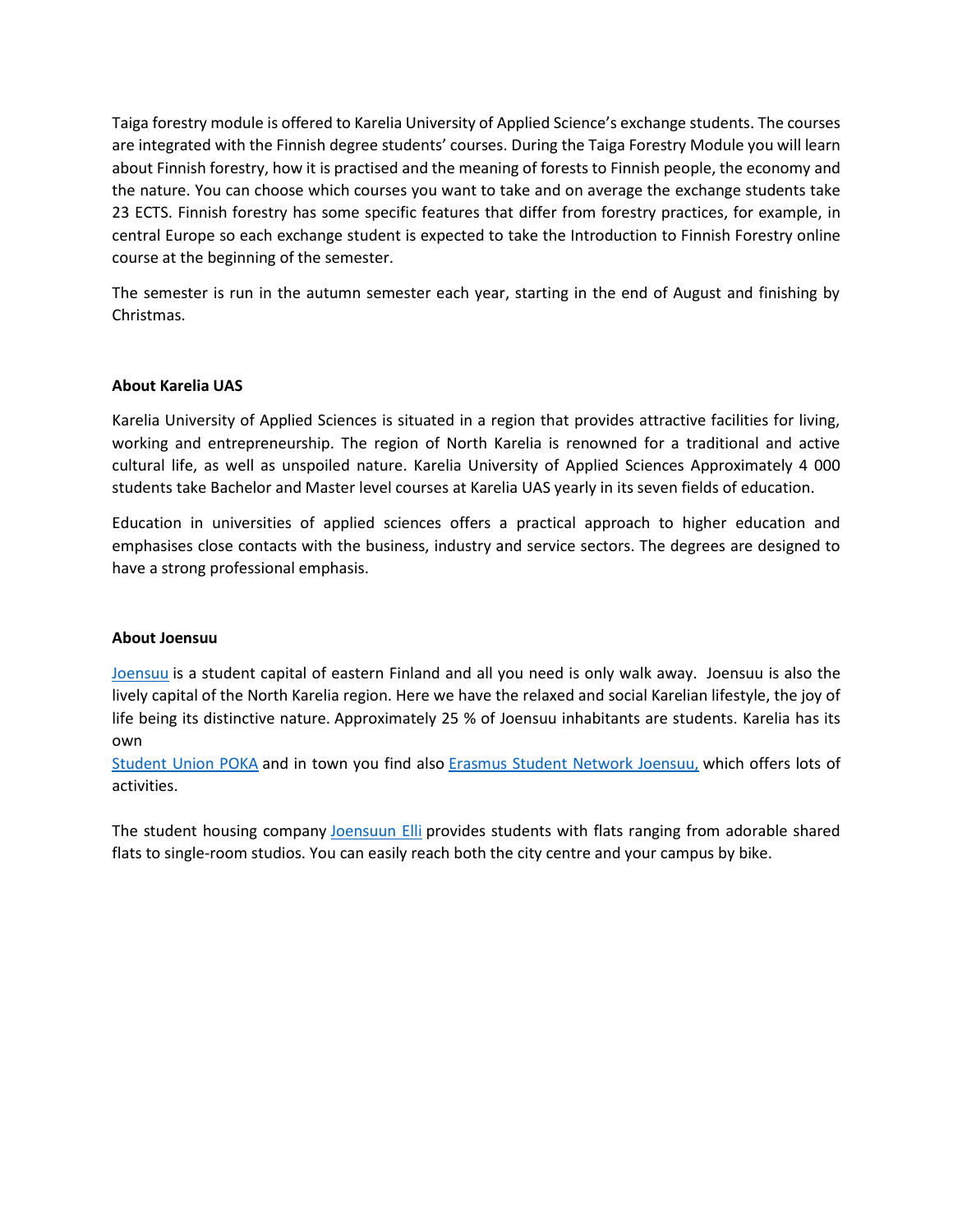Taiga forestry module is offered to Karelia University of Applied Science's exchange students. The courses are integrated with the Finnish degree students' courses. During the Taiga Forestry Module you will learn about Finnish forestry, how it is practised and the meaning of forests to Finnish people, the economy and the nature. You can choose which courses you want to take and on average the exchange students take 23 ECTS. Finnish forestry has some specific features that differ from forestry practices, for example, in central Europe so each exchange student is expected to take the Introduction to Finnish Forestry online course at the beginning of the semester.

The semester is run in the autumn semester each year, starting in the end of August and finishing by Christmas.

**About Karelia UAS**

Karelia University of Applied Sciences is situated in a region that provides attractive facilities for living, working and entrepreneurship. The region of North Karelia is renowned for a traditional and active cultural life, as well as unspoiled nature. Karelia University of Applied Sciences Approximately 4 000 students take Bachelor and Master level courses at Karelia UAS yearly in its seven fields of education.

Education in universities of applied sciences offers a practical approach to higher education and emphasises close contacts with the business, industry and service sectors. The degrees are designed to have a strong professional emphasis.

**About Joensuu**

Joensuu is a student capital of eastern Finland and all you need is only walk away. Joensuu is also the lively capital of the North Karelia region. Here we have the relaxed and social Karelian lifestyle, the joy of life being its distinctive nature. Approximately 25 % of Joensuu inhabitants are students. Karelia has its own Student Union POKA and in town you find also Erasmus Student Network Joensuu, which offers lots of activities.

The student housing company Joensuun Elli provides students with flats ranging from adorable shared flats to single-room studios. You can easily reach both the city centre and your campus by bike.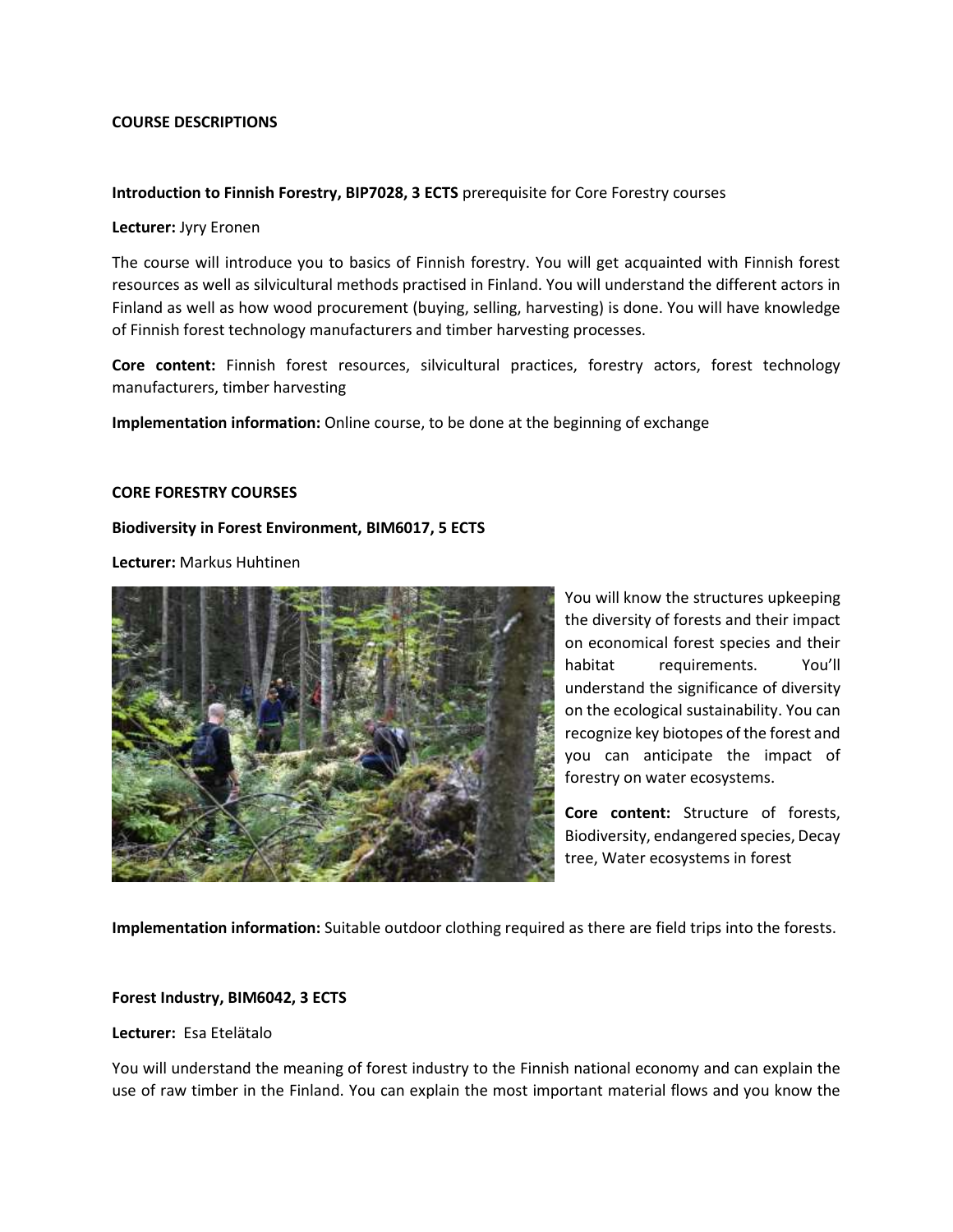**COURSE DESCRIPTIONS**

**Introduction to Finnish Forestry, BIP7028, 3 ECTS** prerequisite for Core Forestry courses

**Lecturer:** Jyry Eronen

The course will introduce you to basics of Finnish forestry. You will get acquainted with Finnish forest resources as well as silvicultural methods practised in Finland. You will understand the different actors in Finland as well as how wood procurement (buying, selling, harvesting) is done. You will have knowledge of Finnish forest technology manufacturers and timber harvesting processes.

**Core content:** Finnish forest resources, silvicultural practices, forestry actors, forest technology manufacturers, timber harvesting

**Implementation information:** Online course, to be done at the beginning of exchange

**CORE FORESTRY COURSES**

**Biodiversity in Forest Environment, BIM6017, 5 ECTS**

**Lecturer:** Markus Huhtinen

You will know the structures upkeeping the diversity of forests and their impact on economical forest species and their habitat requirements. You'll understand the significance of diversity on the ecological sustainability. You can recognize key biotopes of the forest and you can anticipate the impact of forestry on water ecosystems.

**Core content:** Structure of forests, Biodiversity, endangered species, Decay tree, Water ecosystems in forest

**Implementation information:** Suitable outdoor clothing required as there are field trips into the forests.

**Forest Industry, BIM6042, 3 ECTS**

**Lecturer:** Esa Etelätalo

You will understand the meaning of forest industry to the Finnish national economy and can explain the use of raw timber in the Finland. You can explain the most important material flows and you know the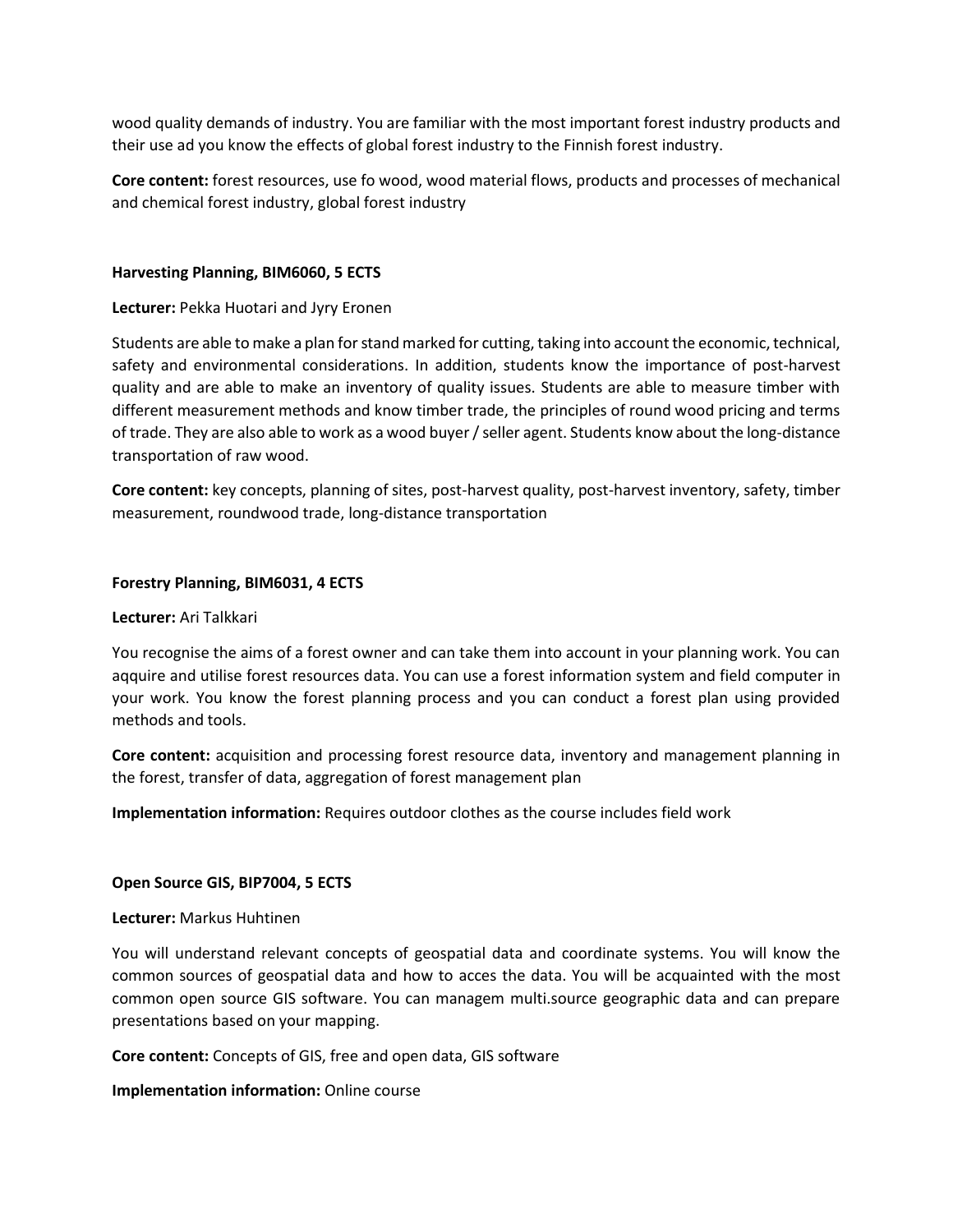wood quality demands of industry. You are familiar with the most important forest industry products and their use ad you know the effects of global forest industry to the Finnish forest industry.

**Core content:** forest resources, use fo wood, wood material flows, products and processes of mechanical and chemical forest industry, global forest industry

**Harvesting Planning, BIM6060, 5 ECTS**

**Lecturer:** Pekka Huotari and Jyry Eronen

Students are able to make a plan for stand marked for cutting, taking into account the economic, technical, safety and environmental considerations. In addition, students know the importance of post-harvest quality and are able to make an inventory of quality issues. Students are able to measure timber with different measurement methods and know timber trade, the principles of round wood pricing and terms of trade. They are also able to work as a wood buyer / seller agent. Students know about the long-distance transportation of raw wood.

**Core content:** key concepts, planning of sites, post-harvest quality, post-harvest inventory, safety, timber measurement, roundwood trade, long-distance transportation

**Forestry Planning, BIM6031, 4 ECTS**

**Lecturer:** Ari Talkkari

You recognise the aims of a forest owner and can take them into account in your planning work. You can aqquire and utilise forest resources data. You can use a forest information system and field computer in your work. You know the forest planning process and you can conduct a forest plan using provided methods and tools.

**Core content:** acquisition and processing forest resource data, inventory and management planning in the forest, transfer of data, aggregation of forest management plan

**Implementation information:** Requires outdoor clothes as the course includes field work

**Open Source GIS, BIP7004, 5 ECTS**

**Lecturer:** Markus Huhtinen

You will understand relevant concepts of geospatial data and coordinate systems. You will know the common sources of geospatial data and how to acces the data. You will be acquainted with the most common open source GIS software. You can managem multi.source geographic data and can prepare presentations based on your mapping.

**Core content:** Concepts of GIS, free and open data, GIS software

**Implementation information:** Online course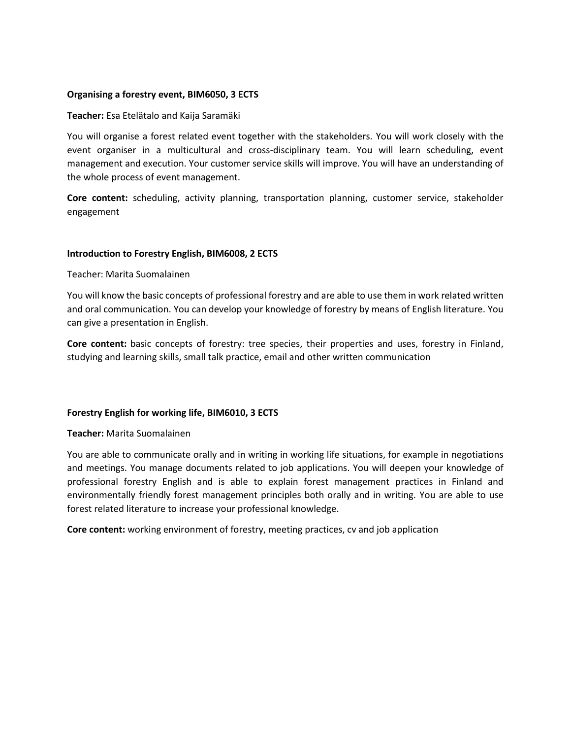**Organising a forestry event, BIM6050, 3 ECTS**

**Teacher:** Esa Etelätalo and Kaija Saramäki

You will organise a forest related event together with the stakeholders. You will work closely with the event organiser in a multicultural and cross-disciplinary team. You will learn scheduling, event management and execution. Your customer service skills will improve. You will have an understanding of the whole process of event management.

**Core content:** scheduling, activity planning, transportation planning, customer service, stakeholder engagement

**Introduction to Forestry English, BIM6008, 2 ECTS**

Teacher: Marita Suomalainen

You will know the basic concepts of professional forestry and are able to use them in work related written and oral communication. You can develop your knowledge of forestry by means of English literature. You can give a presentation in English.

**Core content:** basic concepts of forestry: tree species, their properties and uses, forestry in Finland, studying and learning skills, small talk practice, email and other written communication

**Forestry English for working life, BIM6010, 3 ECTS**

**Teacher:** Marita Suomalainen

You are able to communicate orally and in writing in working life situations, for example in negotiations and meetings. You manage documents related to job applications. You will deepen your knowledge of professional forestry English and is able to explain forest management practices in Finland and environmentally friendly forest management principles both orally and in writing. You are able to use forest related literature to increase your professional knowledge.

**Core content:** working environment of forestry, meeting practices, cv and job application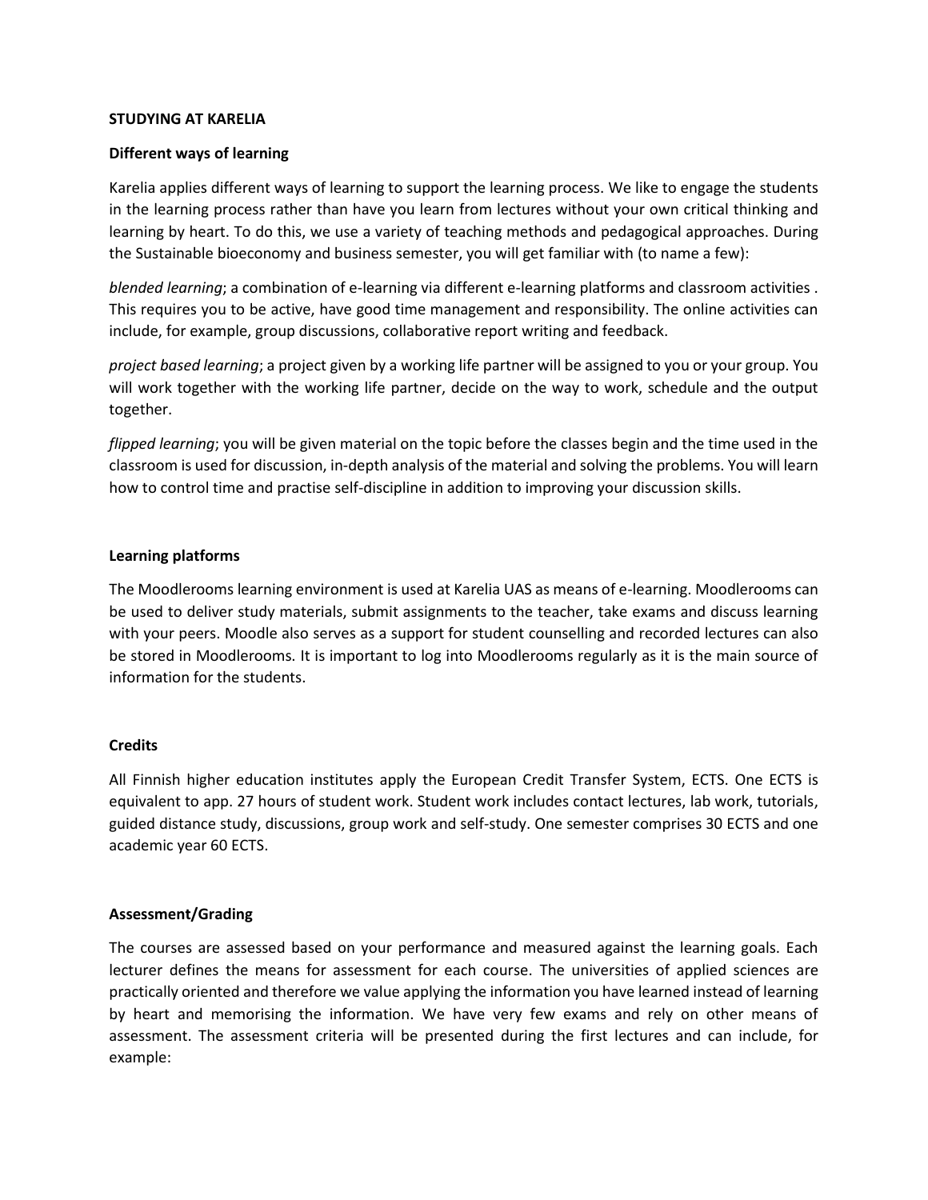## STUDYING AT KARELIA

### Different ways of learning

Karelia applies different ways of learning to support the learning process. We like to engage the students in the learning process rather than have you learn from lectures without your own critical thinking and learning by heart. To do this, we use a variety of teaching methods and pedagogical approaches. During the Sustainable bioeconomy and business semester, you will get familiar with (to name a few):

*blended learning*; a combination of e-learning via different e-learning platforms and classroom activities . This requires you to be active, have good time management and responsibility. The online activities can include, for example, group discussions, collaborative report writing and feedback.

*project based learning*; a project given by a working life partner will be assigned to you or your group. You will work together with the working life partner, decide on the way to work, schedule and the output together.

*flipped learning*; you will be given material on the topic before the classes begin and the time used in the classroom is used for discussion, in-depth analysis of the material and solving the problems. You will learn how to control time and practise self-discipline in addition to improving your discussion skills.

### Learning platforms

The Moodlerooms learning environment is used at Karelia UAS as means of e-learning. Moodlerooms can be used to deliver study materials, submit assignments to the teacher, take exams and discuss learning with your peers. Moodle also serves as a support for student counselling and recorded lectures can also be stored in Moodlerooms. It is important to log into Moodlerooms regularly as it is the main source of information for the students.

### Credits

All Finnish higher education institutes apply the European Credit Transfer System, ECTS. One ECTS is equivalent to app. 27 hours of student work. Student work includes contact lectures, lab work, tutorials, guided distance study, discussions, group work and self-study. One semester comprises 30 ECTS and one academic year 60 ECTS.

### Assessment/Grading

The courses are assessed based on your performance and measured against the learning goals. Each lecturer defines the means for assessment for each course. The universities of applied sciences are practically oriented and therefore we value applying the information you have learned instead of learning by heart and memorising the information. We have very few exams and rely on other means of assessment. The assessment criteria will be presented during the first lectures and can include, for example: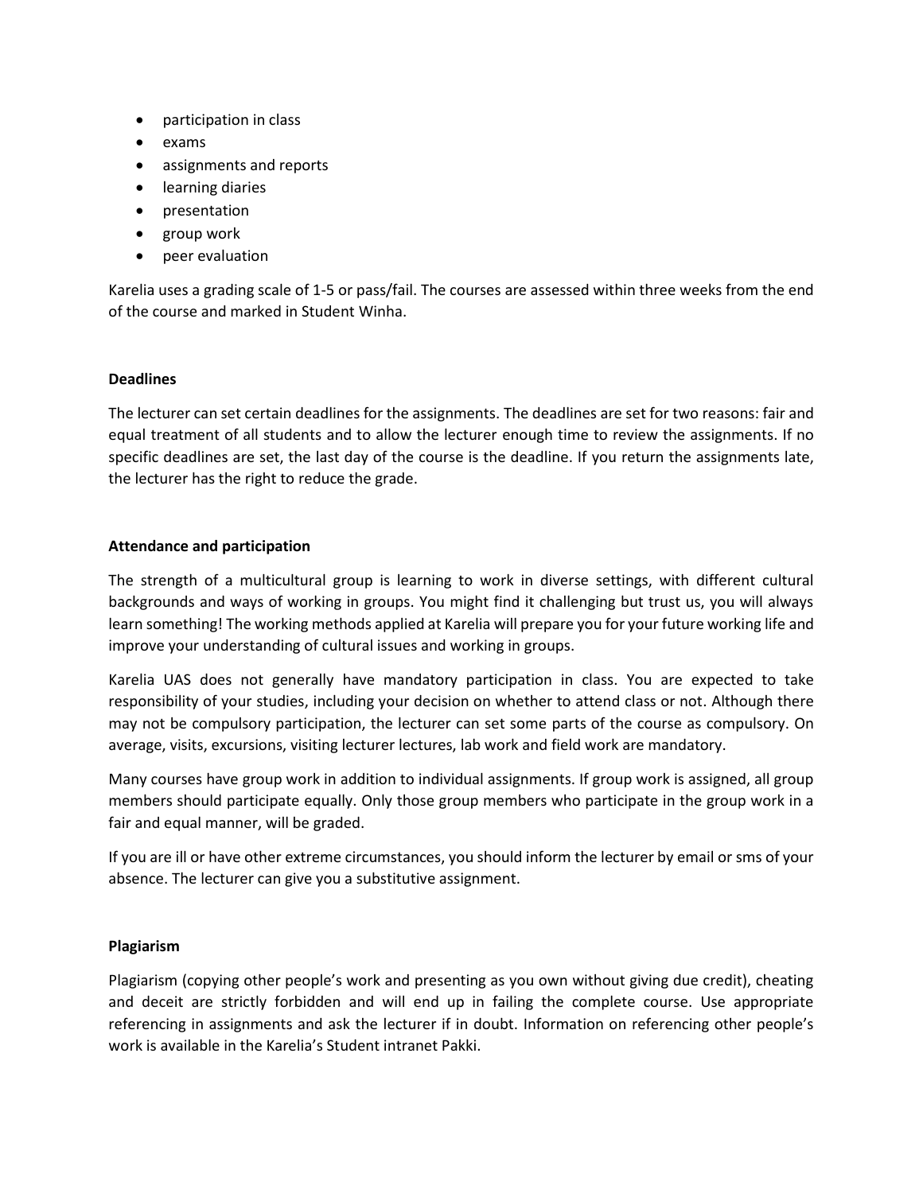- participation in class
- exams
- assignments and reports
- learning diaries
- presentation
- group work
- peer evaluation

Karelia uses a grading scale of 1-5 or pass/fail. The courses are assessed within three weeks from the end of the course and marked in Student Winha.

**Deadlines**

The lecturer can set certain deadlines for the assignments. The deadlines are set for two reasons: fair and equal treatment of all students and to allow the lecturer enough time to review the assignments. If no specific deadlines are set, the last day of the course is the deadline. If you return the assignments late, the lecturer has the right to reduce the grade.

**Attendance and participation**

The strength of a multicultural group is learning to work in diverse settings, with different cultural backgrounds and ways of working in groups. You might find it challenging but trust us, you will always learn something! The working methods applied at Karelia will prepare you for your future working life and improve your understanding of cultural issues and working in groups.

Karelia UAS does not generally have mandatory participation in class. You are expected to take responsibility of your studies, including your decision on whether to attend class or not. Although there may not be compulsory participation, the lecturer can set some parts of the course as compulsory. On average, visits, excursions, visiting lecturer lectures, lab work and field work are mandatory.

Many courses have group work in addition to individual assignments. If group work is assigned, all group members should participate equally. Only those group members who participate in the group work in a fair and equal manner, will be graded.

If you are ill or have other extreme circumstances, you should inform the lecturer by email or sms of your absence. The lecturer can give you a substitutive assignment.

**Plagiarism**

Plagiarism (copying other people's work and presenting as you own without giving due credit), cheating and deceit are strictly forbidden and will end up in failing the complete course. Use appropriate referencing in assignments and ask the lecturer if in doubt. Information on referencing other people's work is available in the Karelia's Student intranet Pakki.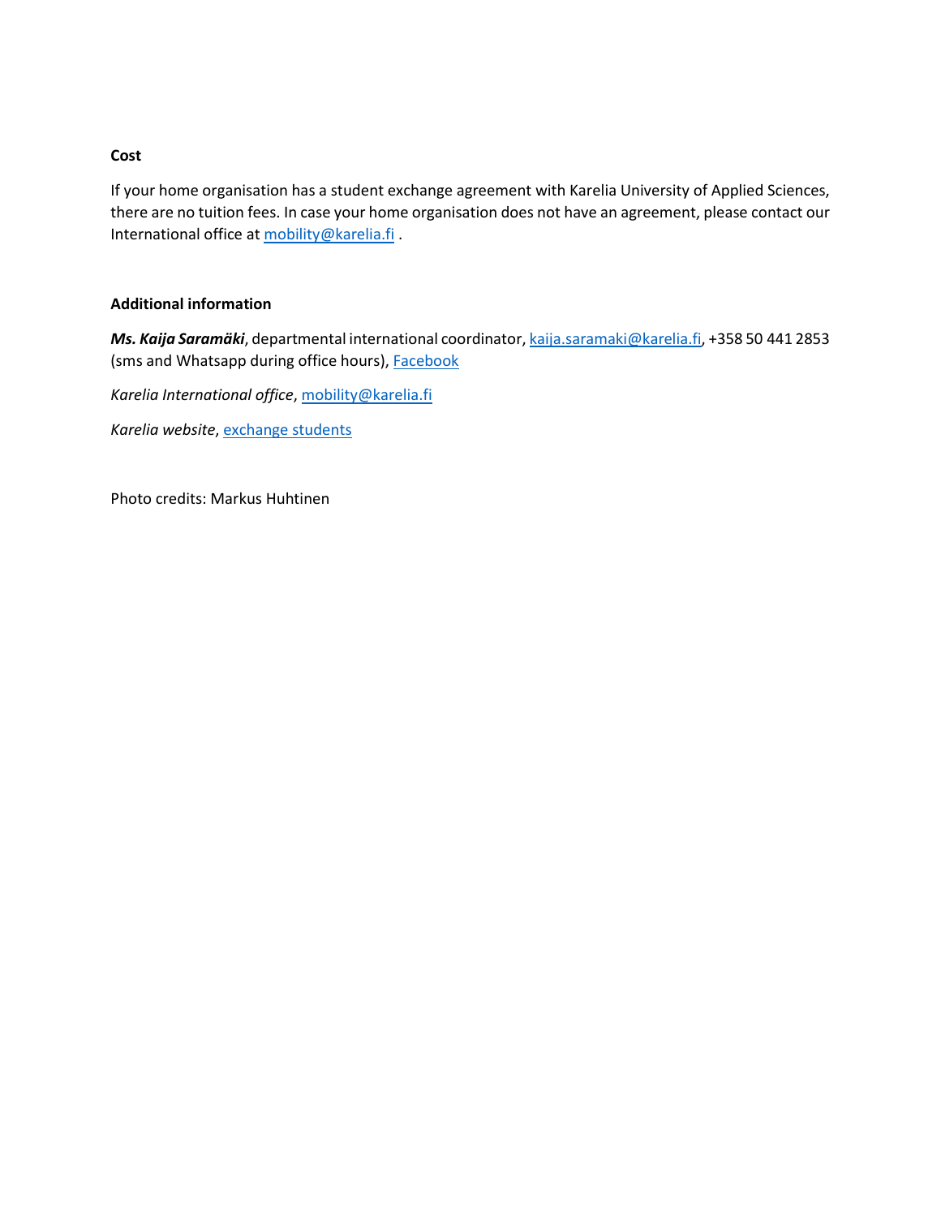**Cost**

If your home organisation has a student exchange agreement with Karelia University of Applied Sciences, there are no tuition fees. In case your home organisation does not have an agreement, please contact our International office at mobility@karelia.fi .

**Additional information**

***Ms. Kaija Saramäki***, departmental international coordinator, kaija.saramaki@karelia.fi, +358 50 441 2853 (sms and Whatsapp during office hours), Facebook

*Karelia International office*, mobility@karelia.fi

*Karelia website*, exchange students

Photo credits: Markus Huhtinen